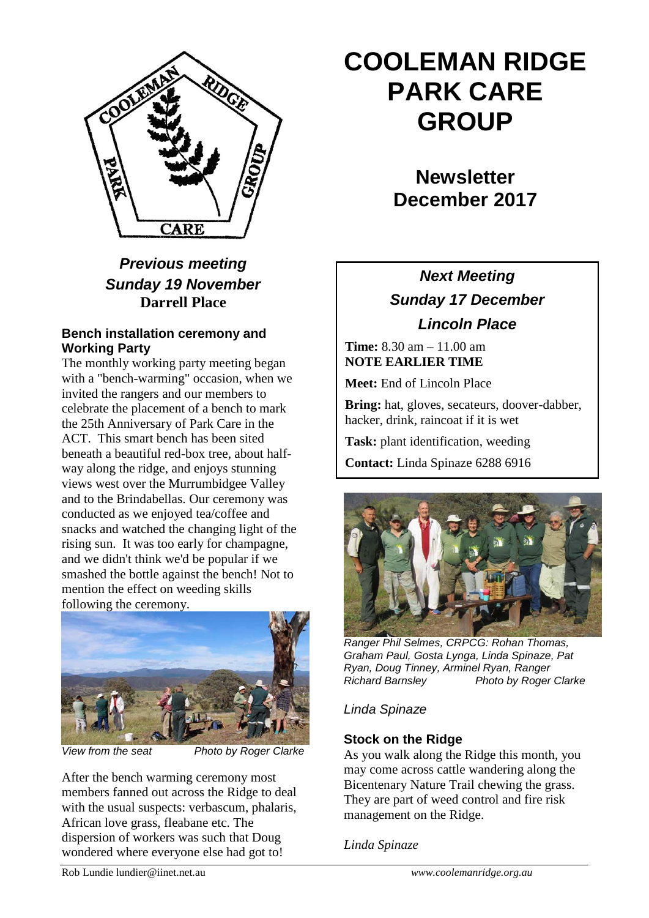# COOLEMAN RIDGE PARK CARE GROUP

## Newsletter December 2017

### *Previous meeting Sunday 19 November*
**Darrell Place**

### Bench installation ceremony and Working Party

The monthly working party meeting began with a "bench-warming" occasion, when we invited the rangers and our members to celebrate the placement of a bench to mark the 25th Anniversary of Park Care in the ACT. This smart bench has been sited beneath a beautiful red-box tree, about half-way along the ridge, and enjoys stunning views west over the Murrumbidgee Valley and to the Brindabellas. Our ceremony was conducted as we enjoyed tea/coffee and snacks and watched the changing light of the rising sun. It was too early for champagne, and we didn't think we'd be popular if we smashed the bottle against the bench! Not to mention the effect on weeding skills following the ceremony.

*View from the seat* *Photo by Roger Clarke*

After the bench warming ceremony most members fanned out across the Ridge to deal with the usual suspects: verbascum, phalaris, African love grass, fleabane etc. The dispersion of workers was such that Doug wondered where everyone else had got to!

### *Next Meeting*
### *Sunday 17 December*
### *Lincoln Place*

**Time:** 8.30 am – 11.00 am
**NOTE EARLIER TIME**

**Meet:** End of Lincoln Place

**Bring:** hat, gloves, secateurs, doover-dabber, hacker, drink, raincoat if it is wet

**Task:** plant identification, weeding

**Contact:** Linda Spinaze 6288 6916

*Ranger Phil Selmes, CRPCG: Rohan Thomas, Graham Paul, Gosta Lynga, Linda Spinaze, Pat Ryan, Doug Tinney, Arminel Ryan, Ranger Richard Barnsley* *Photo by Roger Clarke*

*Linda Spinaze*

### Stock on the Ridge

As you walk along the Ridge this month, you may come across cattle wandering along the Bicentenary Nature Trail chewing the grass. They are part of weed control and fire risk management on the Ridge.

*Linda Spinaze*

Rob Lundie lundier@iinet.net.au *www.coolemanridge.org.au*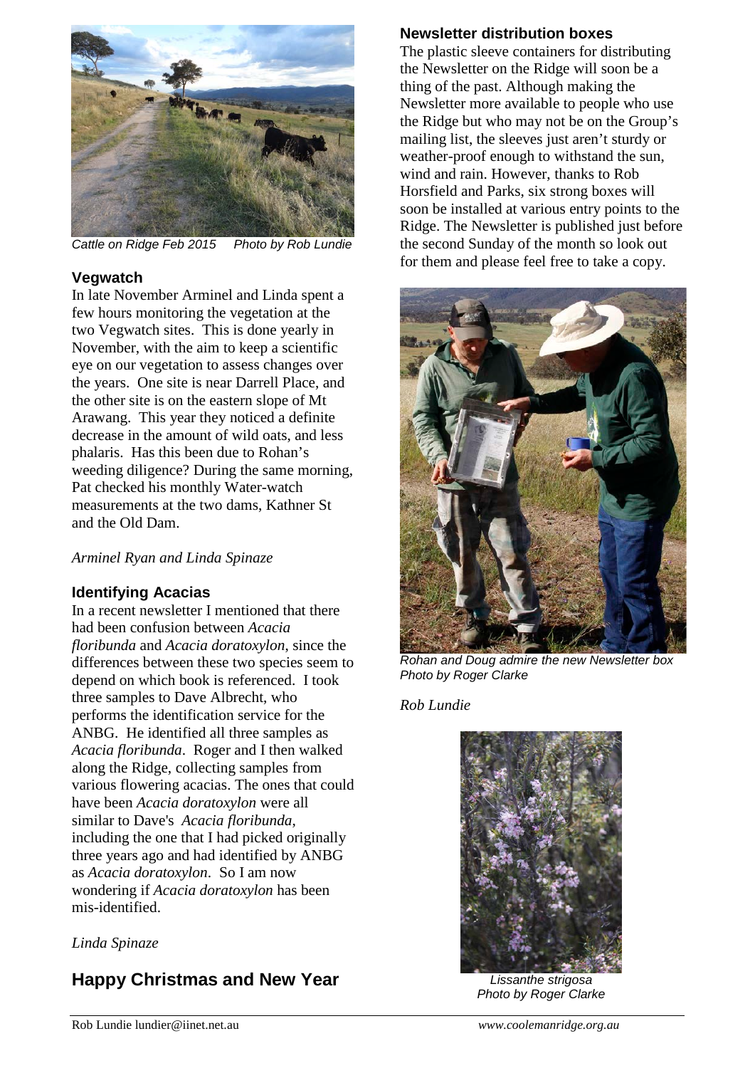Cattle on Ridge Feb 2015     Photo by Rob Lundie

### Vegwatch

In late November Arminel and Linda spent a few hours monitoring the vegetation at the two Vegwatch sites. This is done yearly in November, with the aim to keep a scientific eye on our vegetation to assess changes over the years. One site is near Darrell Place, and the other site is on the eastern slope of Mt Arawang. This year they noticed a definite decrease in the amount of wild oats, and less phalaris. Has this been due to Rohan's weeding diligence? During the same morning, Pat checked his monthly Water-watch measurements at the two dams, Kathner St and the Old Dam.

*Arminel Ryan and Linda Spinaze*

### Identifying Acacias

In a recent newsletter I mentioned that there had been confusion between *Acacia floribunda* and *Acacia doratoxylon*, since the differences between these two species seem to depend on which book is referenced. I took three samples to Dave Albrecht, who performs the identification service for the ANBG. He identified all three samples as *Acacia floribunda*. Roger and I then walked along the Ridge, collecting samples from various flowering acacias. The ones that could have been *Acacia doratoxylon* were all similar to Dave's *Acacia floribunda*, including the one that I had picked originally three years ago and had identified by ANBG as *Acacia doratoxylon*. So I am now wondering if *Acacia doratoxylon* has been mis-identified.

*Linda Spinaze*

## Happy Christmas and New Year

### Newsletter distribution boxes

The plastic sleeve containers for distributing the Newsletter on the Ridge will soon be a thing of the past. Although making the Newsletter more available to people who use the Ridge but who may not be on the Group's mailing list, the sleeves just aren't sturdy or weather-proof enough to withstand the sun, wind and rain. However, thanks to Rob Horsfield and Parks, six strong boxes will soon be installed at various entry points to the Ridge. The Newsletter is published just before the second Sunday of the month so look out for them and please feel free to take a copy.

Rohan and Doug admire the new Newsletter box
Photo by Roger Clarke

*Rob Lundie*

*Lissanthe strigosa*
Photo by Roger Clarke

Rob Lundie lundier@iinet.net.au     *www.coolemanridge.org.au*